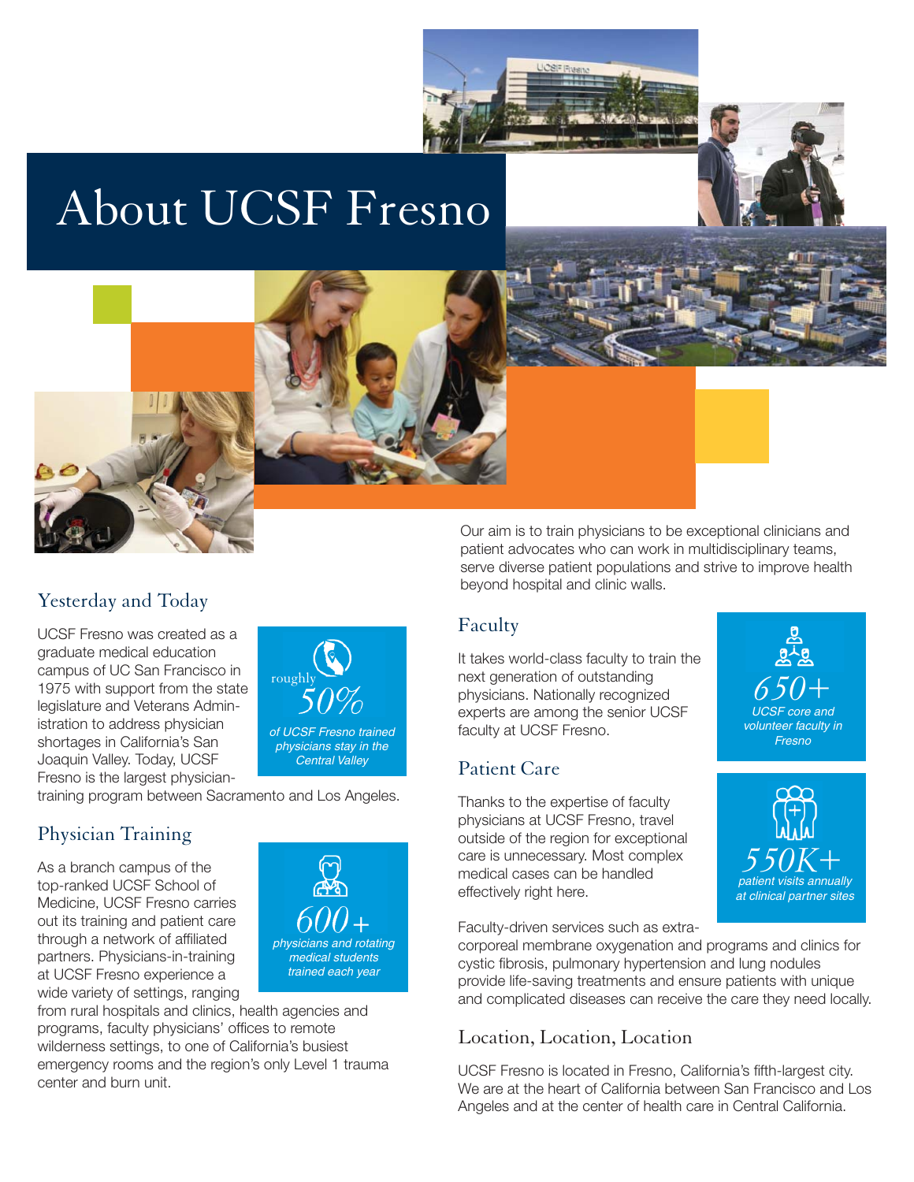# About UCSF Fresno

Our aim is to train physicians to be exceptional clinicians and patient advocates who can work in multidisciplinary teams, serve diverse patient populations and strive to improve health beyond hospital and clinic walls.

## Yesterday and Today

UCSF Fresno was created as a graduate medical education campus of UC San Francisco in 1975 with support from the state legislature and Veterans Administration to address physician shortages in California's San Joaquin Valley. Today, UCSF Fresno is the largest physician-training program between Sacramento and Los Angeles.

> roughly *50%*
> *of UCSF Fresno trained physicians stay in the Central Valley*

## Physician Training

As a branch campus of the top-ranked UCSF School of Medicine, UCSF Fresno carries out its training and patient care through a network of affiliated partners. Physicians-in-training at UCSF Fresno experience a wide variety of settings, ranging from rural hospitals and clinics, health agencies and programs, faculty physicians' offices to remote wilderness settings, to one of California's busiest emergency rooms and the region's only Level 1 trauma center and burn unit.

> *600+*
> *physicians and rotating medical students trained each year*

## Faculty

It takes world-class faculty to train the next generation of outstanding physicians. Nationally recognized experts are among the senior UCSF faculty at UCSF Fresno.

> *650+*
> *UCSF core and volunteer faculty in Fresno*

## Patient Care

Thanks to the expertise of faculty physicians at UCSF Fresno, travel outside of the region for exceptional care is unnecessary. Most complex medical cases can be handled effectively right here.

> *550K+*
> *patient visits annually at clinical partner sites*

Faculty-driven services such as extracorporeal membrane oxygenation and programs and clinics for cystic fibrosis, pulmonary hypertension and lung nodules provide life-saving treatments and ensure patients with unique and complicated diseases can receive the care they need locally.

## Location, Location, Location

UCSF Fresno is located in Fresno, California's fifth-largest city. We are at the heart of California between San Francisco and Los Angeles and at the center of health care in Central California.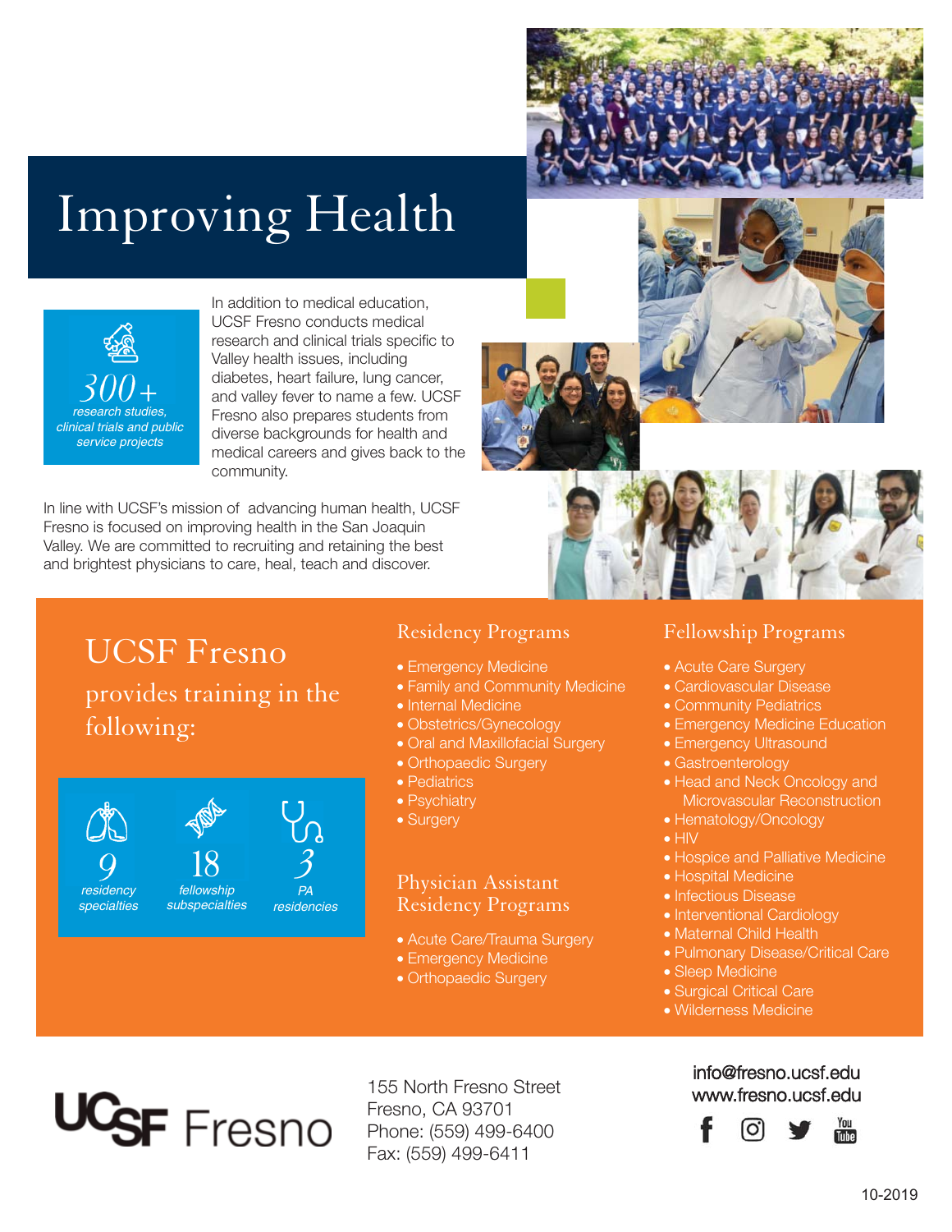# Improving Health

300+
*research studies, clinical trials and public service projects*

In addition to medical education, UCSF Fresno conducts medical research and clinical trials specific to Valley health issues, including diabetes, heart failure, lung cancer, and valley fever to name a few. UCSF Fresno also prepares students from diverse backgrounds for health and medical careers and gives back to the community.

In line with UCSF's mission of advancing human health, UCSF Fresno is focused on improving health in the San Joaquin Valley. We are committed to recruiting and retaining the best and brightest physicians to care, heal, teach and discover.

## UCSF Fresno

provides training in the following:

9
*residency specialties*

18
*fellowship subspecialties*

3
*PA residencies*

### Residency Programs

- Emergency Medicine
- Family and Community Medicine
- Internal Medicine
- Obstetrics/Gynecology
- Oral and Maxillofacial Surgery
- Orthopaedic Surgery
- Pediatrics
- Psychiatry
- Surgery

### Physician Assistant Residency Programs

- Acute Care/Trauma Surgery
- Emergency Medicine
- Orthopaedic Surgery

### Fellowship Programs

- Acute Care Surgery
- Cardiovascular Disease
- Community Pediatrics
- Emergency Medicine Education
- Emergency Ultrasound
- Gastroenterology
- Head and Neck Oncology and Microvascular Reconstruction
- Hematology/Oncology
- HIV
- Hospice and Palliative Medicine
- Hospital Medicine
- Infectious Disease
- Interventional Cardiology
- Maternal Child Health
- Pulmonary Disease/Critical Care
- Sleep Medicine
- Surgical Critical Care
- Wilderness Medicine

UCSF Fresno

155 North Fresno Street
Fresno, CA 93701
Phone: (559) 499-6400
Fax: (559) 499-6411

info@fresno.ucsf.edu
www.fresno.ucsf.edu

10-2019